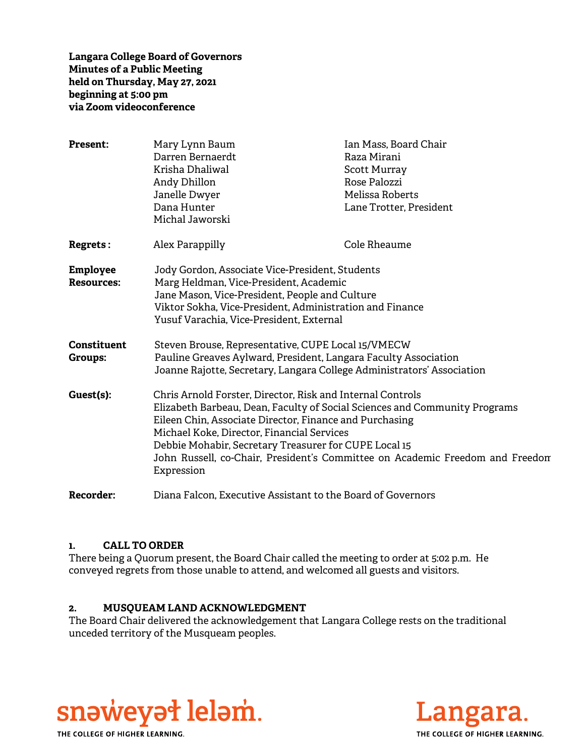**Langara College Board of Governors**
**Minutes of a Public Meeting**
**held on Thursday, May 27, 2021**
**beginning at 5:00 pm**
**via Zoom videoconference**

| | | |
|---|---|---|
| **Present:** | Mary Lynn Baum<br>Darren Bernaerdt<br>Krisha Dhaliwal<br>Andy Dhillon<br>Janelle Dwyer<br>Dana Hunter<br>Michal Jaworski | Ian Mass, Board Chair<br>Raza Mirani<br>Scott Murray<br>Rose Palozzi<br>Melissa Roberts<br>Lane Trotter, President |
| **Regrets :** | Alex Parappilly | Cole Rheaume |
| **Employee Resources:** | Jody Gordon, Associate Vice-President, Students<br>Marg Heldman, Vice-President, Academic<br>Jane Mason, Vice-President, People and Culture<br>Viktor Sokha, Vice-President, Administration and Finance<br>Yusuf Varachia, Vice-President, External | |
| **Constituent Groups:** | Steven Brouse, Representative, CUPE Local 15/VMECW<br>Pauline Greaves Aylward, President, Langara Faculty Association<br>Joanne Rajotte, Secretary, Langara College Administrators' Association | |
| **Guest(s):** | Chris Arnold Forster, Director, Risk and Internal Controls<br>Elizabeth Barbeau, Dean, Faculty of Social Sciences and Community Programs<br>Eileen Chin, Associate Director, Finance and Purchasing<br>Michael Koke, Director, Financial Services<br>Debbie Mohabir, Secretary Treasurer for CUPE Local 15<br>John Russell, co-Chair, President's Committee on Academic Freedom and Freedom Expression | |
| **Recorder:** | Diana Falcon, Executive Assistant to the Board of Governors | |

## 1. CALL TO ORDER

There being a Quorum present, the Board Chair called the meeting to order at 5:02 p.m. He conveyed regrets from those unable to attend, and welcomed all guests and visitors.

## 2. MUSQUEAM LAND ACKNOWLEDGMENT

The Board Chair delivered the acknowledgement that Langara College rests on the traditional unceded territory of the Musqueam peoples.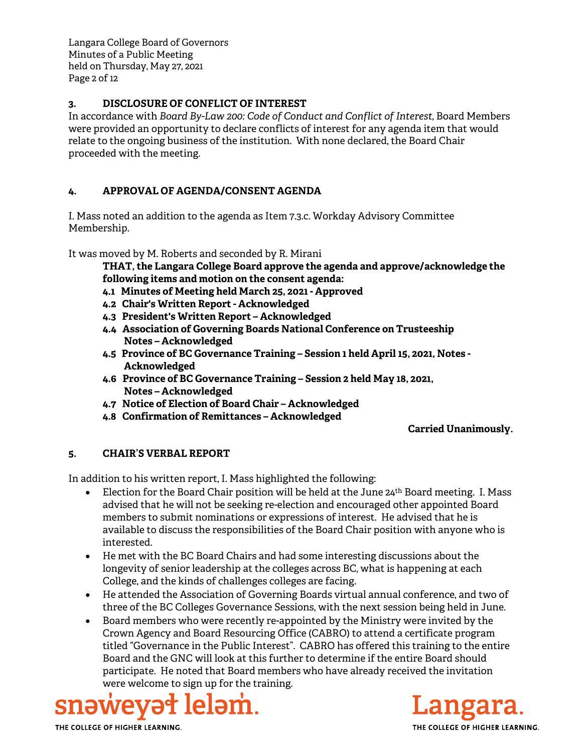### 3. DISCLOSURE OF CONFLICT OF INTEREST

In accordance with *Board By-Law 200: Code of Conduct and Conflict of Interest*, Board Members were provided an opportunity to declare conflicts of interest for any agenda item that would relate to the ongoing business of the institution. With none declared, the Board Chair proceeded with the meeting.

### 4. APPROVAL OF AGENDA/CONSENT AGENDA

I. Mass noted an addition to the agenda as Item 7.3.c. Workday Advisory Committee Membership.

It was moved by M. Roberts and seconded by R. Mirani

> **THAT, the Langara College Board approve the agenda and approve/acknowledge the following items and motion on the consent agenda:**
> **4.1 Minutes of Meeting held March 25, 2021 - Approved**
> **4.2 Chair's Written Report - Acknowledged**
> **4.3 President's Written Report – Acknowledged**
> **4.4 Association of Governing Boards National Conference on Trusteeship Notes – Acknowledged**
> **4.5 Province of BC Governance Training – Session 1 held April 15, 2021, Notes - Acknowledged**
> **4.6 Province of BC Governance Training – Session 2 held May 18, 2021, Notes – Acknowledged**
> **4.7 Notice of Election of Board Chair – Acknowledged**
> **4.8 Confirmation of Remittances – Acknowledged**

**Carried Unanimously.**

### 5. CHAIR'S VERBAL REPORT

In addition to his written report, I. Mass highlighted the following:

- Election for the Board Chair position will be held at the June 24th Board meeting. I. Mass advised that he will not be seeking re-election and encouraged other appointed Board members to submit nominations or expressions of interest. He advised that he is available to discuss the responsibilities of the Board Chair position with anyone who is interested.
- He met with the BC Board Chairs and had some interesting discussions about the longevity of senior leadership at the colleges across BC, what is happening at each College, and the kinds of challenges colleges are facing.
- He attended the Association of Governing Boards virtual annual conference, and two of three of the BC Colleges Governance Sessions, with the next session being held in June.
- Board members who were recently re-appointed by the Ministry were invited by the Crown Agency and Board Resourcing Office (CABRO) to attend a certificate program titled "Governance in the Public Interest". CABRO has offered this training to the entire Board and the GNC will look at this further to determine if the entire Board should participate. He noted that Board members who have already received the invitation were welcome to sign up for the training.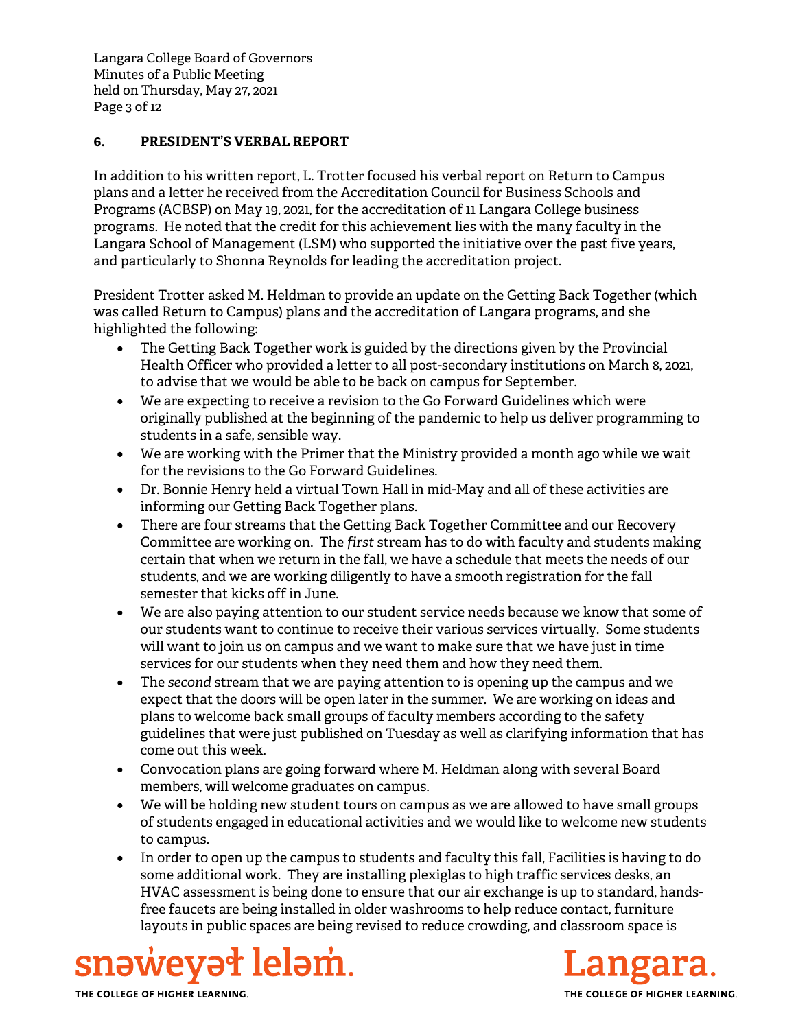## 6. PRESIDENT'S VERBAL REPORT

In addition to his written report, L. Trotter focused his verbal report on Return to Campus plans and a letter he received from the Accreditation Council for Business Schools and Programs (ACBSP) on May 19, 2021, for the accreditation of 11 Langara College business programs. He noted that the credit for this achievement lies with the many faculty in the Langara School of Management (LSM) who supported the initiative over the past five years, and particularly to Shonna Reynolds for leading the accreditation project.

President Trotter asked M. Heldman to provide an update on the Getting Back Together (which was called Return to Campus) plans and the accreditation of Langara programs, and she highlighted the following:

- The Getting Back Together work is guided by the directions given by the Provincial Health Officer who provided a letter to all post-secondary institutions on March 8, 2021, to advise that we would be able to be back on campus for September.
- We are expecting to receive a revision to the Go Forward Guidelines which were originally published at the beginning of the pandemic to help us deliver programming to students in a safe, sensible way.
- We are working with the Primer that the Ministry provided a month ago while we wait for the revisions to the Go Forward Guidelines.
- Dr. Bonnie Henry held a virtual Town Hall in mid-May and all of these activities are informing our Getting Back Together plans.
- There are four streams that the Getting Back Together Committee and our Recovery Committee are working on. The *first* stream has to do with faculty and students making certain that when we return in the fall, we have a schedule that meets the needs of our students, and we are working diligently to have a smooth registration for the fall semester that kicks off in June.
- We are also paying attention to our student service needs because we know that some of our students want to continue to receive their various services virtually. Some students will want to join us on campus and we want to make sure that we have just in time services for our students when they need them and how they need them.
- The *second* stream that we are paying attention to is opening up the campus and we expect that the doors will be open later in the summer. We are working on ideas and plans to welcome back small groups of faculty members according to the safety guidelines that were just published on Tuesday as well as clarifying information that has come out this week.
- Convocation plans are going forward where M. Heldman along with several Board members, will welcome graduates on campus.
- We will be holding new student tours on campus as we are allowed to have small groups of students engaged in educational activities and we would like to welcome new students to campus.
- In order to open up the campus to students and faculty this fall, Facilities is having to do some additional work. They are installing plexiglas to high traffic services desks, an HVAC assessment is being done to ensure that our air exchange is up to standard, hands-free faucets are being installed in older washrooms to help reduce contact, furniture layouts in public spaces are being revised to reduce crowding, and classroom space is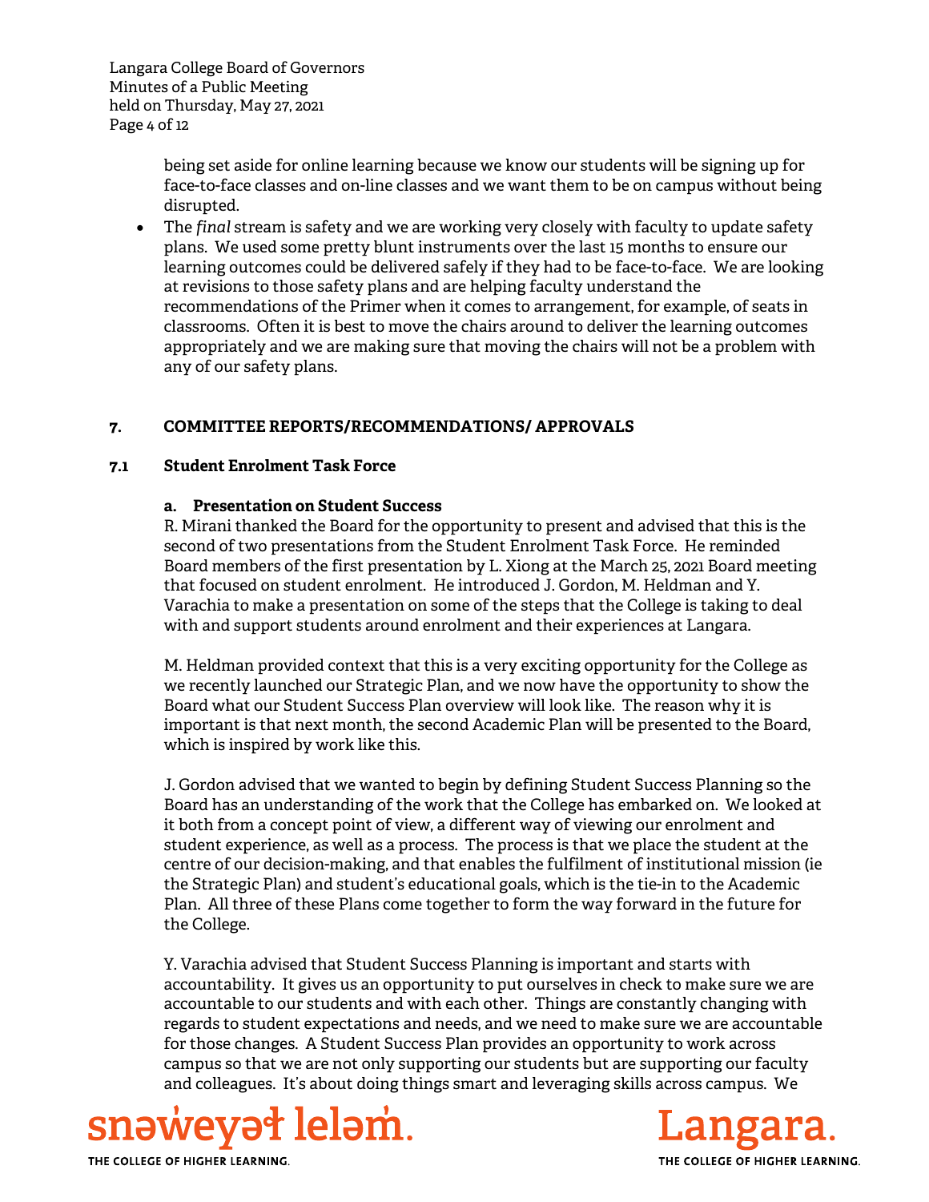being set aside for online learning because we know our students will be signing up for face-to-face classes and on-line classes and we want them to be on campus without being disrupted.

- The *final* stream is safety and we are working very closely with faculty to update safety plans. We used some pretty blunt instruments over the last 15 months to ensure our learning outcomes could be delivered safely if they had to be face-to-face. We are looking at revisions to those safety plans and are helping faculty understand the recommendations of the Primer when it comes to arrangement, for example, of seats in classrooms. Often it is best to move the chairs around to deliver the learning outcomes appropriately and we are making sure that moving the chairs will not be a problem with any of our safety plans.

## 7. COMMITTEE REPORTS/RECOMMENDATIONS/ APPROVALS

### 7.1 Student Enrolment Task Force

#### a. Presentation on Student Success

R. Mirani thanked the Board for the opportunity to present and advised that this is the second of two presentations from the Student Enrolment Task Force. He reminded Board members of the first presentation by L. Xiong at the March 25, 2021 Board meeting that focused on student enrolment. He introduced J. Gordon, M. Heldman and Y. Varachia to make a presentation on some of the steps that the College is taking to deal with and support students around enrolment and their experiences at Langara.

M. Heldman provided context that this is a very exciting opportunity for the College as we recently launched our Strategic Plan, and we now have the opportunity to show the Board what our Student Success Plan overview will look like. The reason why it is important is that next month, the second Academic Plan will be presented to the Board, which is inspired by work like this.

J. Gordon advised that we wanted to begin by defining Student Success Planning so the Board has an understanding of the work that the College has embarked on. We looked at it both from a concept point of view, a different way of viewing our enrolment and student experience, as well as a process. The process is that we place the student at the centre of our decision-making, and that enables the fulfilment of institutional mission (ie the Strategic Plan) and student's educational goals, which is the tie-in to the Academic Plan. All three of these Plans come together to form the way forward in the future for the College.

Y. Varachia advised that Student Success Planning is important and starts with accountability. It gives us an opportunity to put ourselves in check to make sure we are accountable to our students and with each other. Things are constantly changing with regards to student expectations and needs, and we need to make sure we are accountable for those changes. A Student Success Plan provides an opportunity to work across campus so that we are not only supporting our students but are supporting our faculty and colleagues. It's about doing things smart and leveraging skills across campus. We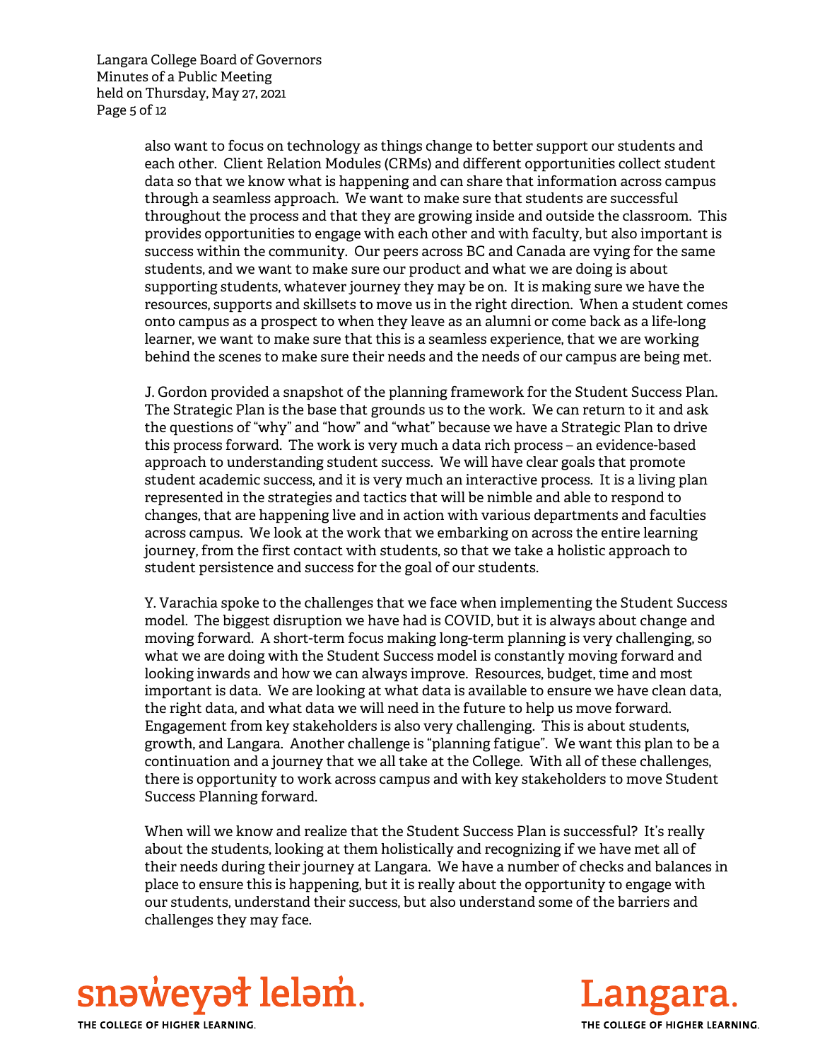also want to focus on technology as things change to better support our students and each other. Client Relation Modules (CRMs) and different opportunities collect student data so that we know what is happening and can share that information across campus through a seamless approach. We want to make sure that students are successful throughout the process and that they are growing inside and outside the classroom. This provides opportunities to engage with each other and with faculty, but also important is success within the community. Our peers across BC and Canada are vying for the same students, and we want to make sure our product and what we are doing is about supporting students, whatever journey they may be on. It is making sure we have the resources, supports and skillsets to move us in the right direction. When a student comes onto campus as a prospect to when they leave as an alumni or come back as a life-long learner, we want to make sure that this is a seamless experience, that we are working behind the scenes to make sure their needs and the needs of our campus are being met.

J. Gordon provided a snapshot of the planning framework for the Student Success Plan. The Strategic Plan is the base that grounds us to the work. We can return to it and ask the questions of "why" and "how" and "what" because we have a Strategic Plan to drive this process forward. The work is very much a data rich process – an evidence-based approach to understanding student success. We will have clear goals that promote student academic success, and it is very much an interactive process. It is a living plan represented in the strategies and tactics that will be nimble and able to respond to changes, that are happening live and in action with various departments and faculties across campus. We look at the work that we embarking on across the entire learning journey, from the first contact with students, so that we take a holistic approach to student persistence and success for the goal of our students.

Y. Varachia spoke to the challenges that we face when implementing the Student Success model. The biggest disruption we have had is COVID, but it is always about change and moving forward. A short-term focus making long-term planning is very challenging, so what we are doing with the Student Success model is constantly moving forward and looking inwards and how we can always improve. Resources, budget, time and most important is data. We are looking at what data is available to ensure we have clean data, the right data, and what data we will need in the future to help us move forward. Engagement from key stakeholders is also very challenging. This is about students, growth, and Langara. Another challenge is "planning fatigue". We want this plan to be a continuation and a journey that we all take at the College. With all of these challenges, there is opportunity to work across campus and with key stakeholders to move Student Success Planning forward.

When will we know and realize that the Student Success Plan is successful? It's really about the students, looking at them holistically and recognizing if we have met all of their needs during their journey at Langara. We have a number of checks and balances in place to ensure this is happening, but it is really about the opportunity to engage with our students, understand their success, but also understand some of the barriers and challenges they may face.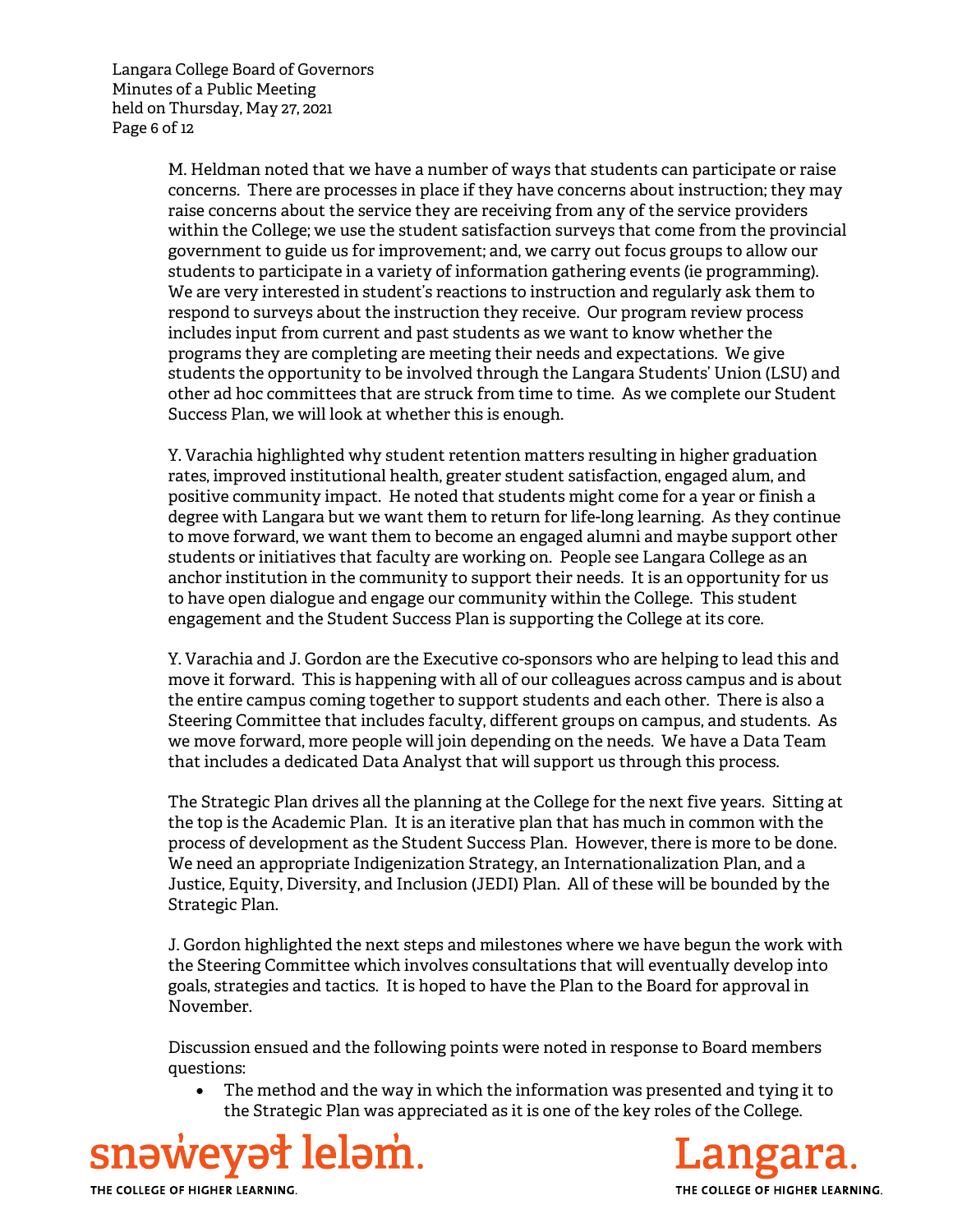M. Heldman noted that we have a number of ways that students can participate or raise concerns. There are processes in place if they have concerns about instruction; they may raise concerns about the service they are receiving from any of the service providers within the College; we use the student satisfaction surveys that come from the provincial government to guide us for improvement; and, we carry out focus groups to allow our students to participate in a variety of information gathering events (ie programming). We are very interested in student's reactions to instruction and regularly ask them to respond to surveys about the instruction they receive. Our program review process includes input from current and past students as we want to know whether the programs they are completing are meeting their needs and expectations. We give students the opportunity to be involved through the Langara Students' Union (LSU) and other ad hoc committees that are struck from time to time. As we complete our Student Success Plan, we will look at whether this is enough.

Y. Varachia highlighted why student retention matters resulting in higher graduation rates, improved institutional health, greater student satisfaction, engaged alum, and positive community impact. He noted that students might come for a year or finish a degree with Langara but we want them to return for life-long learning. As they continue to move forward, we want them to become an engaged alumni and maybe support other students or initiatives that faculty are working on. People see Langara College as an anchor institution in the community to support their needs. It is an opportunity for us to have open dialogue and engage our community within the College. This student engagement and the Student Success Plan is supporting the College at its core.

Y. Varachia and J. Gordon are the Executive co-sponsors who are helping to lead this and move it forward. This is happening with all of our colleagues across campus and is about the entire campus coming together to support students and each other. There is also a Steering Committee that includes faculty, different groups on campus, and students. As we move forward, more people will join depending on the needs. We have a Data Team that includes a dedicated Data Analyst that will support us through this process.

The Strategic Plan drives all the planning at the College for the next five years. Sitting at the top is the Academic Plan. It is an iterative plan that has much in common with the process of development as the Student Success Plan. However, there is more to be done. We need an appropriate Indigenization Strategy, an Internationalization Plan, and a Justice, Equity, Diversity, and Inclusion (JEDI) Plan. All of these will be bounded by the Strategic Plan.

J. Gordon highlighted the next steps and milestones where we have begun the work with the Steering Committee which involves consultations that will eventually develop into goals, strategies and tactics. It is hoped to have the Plan to the Board for approval in November.

Discussion ensued and the following points were noted in response to Board members questions:

- The method and the way in which the information was presented and tying it to the Strategic Plan was appreciated as it is one of the key roles of the College.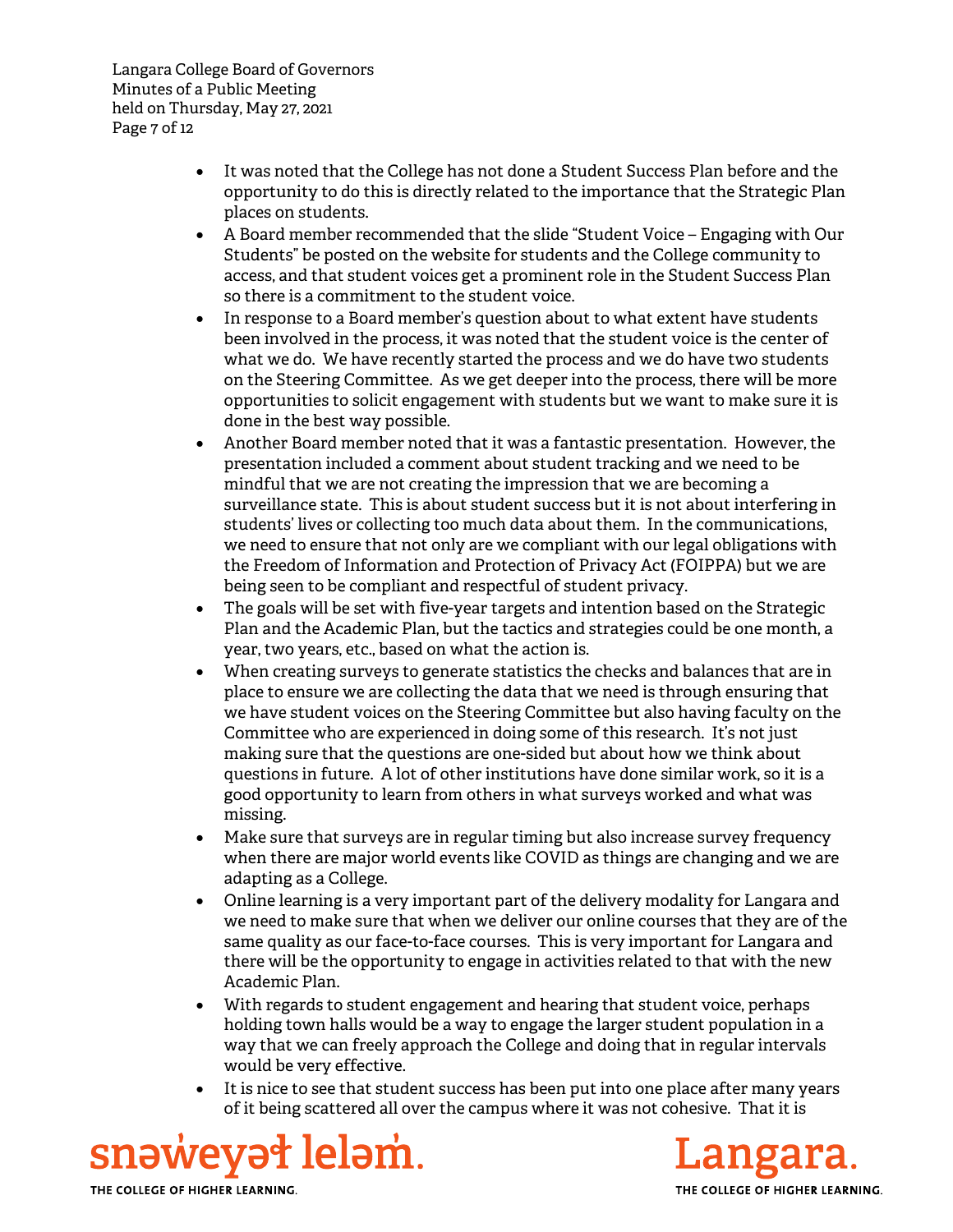- It was noted that the College has not done a Student Success Plan before and the opportunity to do this is directly related to the importance that the Strategic Plan places on students.
- A Board member recommended that the slide "Student Voice – Engaging with Our Students" be posted on the website for students and the College community to access, and that student voices get a prominent role in the Student Success Plan so there is a commitment to the student voice.
- In response to a Board member's question about to what extent have students been involved in the process, it was noted that the student voice is the center of what we do. We have recently started the process and we do have two students on the Steering Committee. As we get deeper into the process, there will be more opportunities to solicit engagement with students but we want to make sure it is done in the best way possible.
- Another Board member noted that it was a fantastic presentation. However, the presentation included a comment about student tracking and we need to be mindful that we are not creating the impression that we are becoming a surveillance state. This is about student success but it is not about interfering in students' lives or collecting too much data about them. In the communications, we need to ensure that not only are we compliant with our legal obligations with the Freedom of Information and Protection of Privacy Act (FOIPPA) but we are being seen to be compliant and respectful of student privacy.
- The goals will be set with five-year targets and intention based on the Strategic Plan and the Academic Plan, but the tactics and strategies could be one month, a year, two years, etc., based on what the action is.
- When creating surveys to generate statistics the checks and balances that are in place to ensure we are collecting the data that we need is through ensuring that we have student voices on the Steering Committee but also having faculty on the Committee who are experienced in doing some of this research. It's not just making sure that the questions are one-sided but about how we think about questions in future. A lot of other institutions have done similar work, so it is a good opportunity to learn from others in what surveys worked and what was missing.
- Make sure that surveys are in regular timing but also increase survey frequency when there are major world events like COVID as things are changing and we are adapting as a College.
- Online learning is a very important part of the delivery modality for Langara and we need to make sure that when we deliver our online courses that they are of the same quality as our face-to-face courses. This is very important for Langara and there will be the opportunity to engage in activities related to that with the new Academic Plan.
- With regards to student engagement and hearing that student voice, perhaps holding town halls would be a way to engage the larger student population in a way that we can freely approach the College and doing that in regular intervals would be very effective.
- It is nice to see that student success has been put into one place after many years of it being scattered all over the campus where it was not cohesive. That it is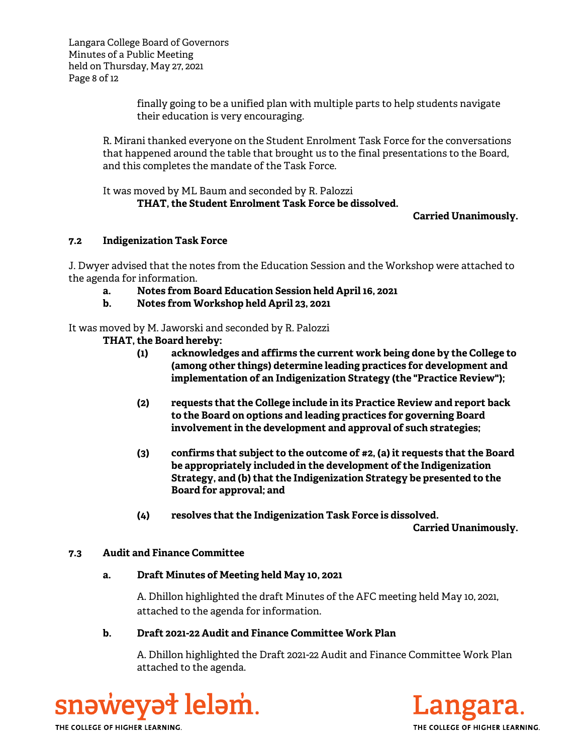finally going to be a unified plan with multiple parts to help students navigate their education is very encouraging.

R. Mirani thanked everyone on the Student Enrolment Task Force for the conversations that happened around the table that brought us to the final presentations to the Board, and this completes the mandate of the Task Force.

It was moved by ML Baum and seconded by R. Palozzi

**THAT, the Student Enrolment Task Force be dissolved.**

**Carried Unanimously.**

### 7.2 Indigenization Task Force

J. Dwyer advised that the notes from the Education Session and the Workshop were attached to the agenda for information.

**a. Notes from Board Education Session held April 16, 2021**

**b. Notes from Workshop held April 23, 2021**

It was moved by M. Jaworski and seconded by R. Palozzi

**THAT, the Board hereby:**

**(1) acknowledges and affirms the current work being done by the College to (among other things) determine leading practices for development and implementation of an Indigenization Strategy (the "Practice Review");**

**(2) requests that the College include in its Practice Review and report back to the Board on options and leading practices for governing Board involvement in the development and approval of such strategies;**

**(3) confirms that subject to the outcome of #2, (a) it requests that the Board be appropriately included in the development of the Indigenization Strategy, and (b) that the Indigenization Strategy be presented to the Board for approval; and**

**(4) resolves that the Indigenization Task Force is dissolved.**

**Carried Unanimously.**

### 7.3 Audit and Finance Committee

**a. Draft Minutes of Meeting held May 10, 2021**

A. Dhillon highlighted the draft Minutes of the AFC meeting held May 10, 2021, attached to the agenda for information.

**b. Draft 2021-22 Audit and Finance Committee Work Plan**

A. Dhillon highlighted the Draft 2021-22 Audit and Finance Committee Work Plan attached to the agenda.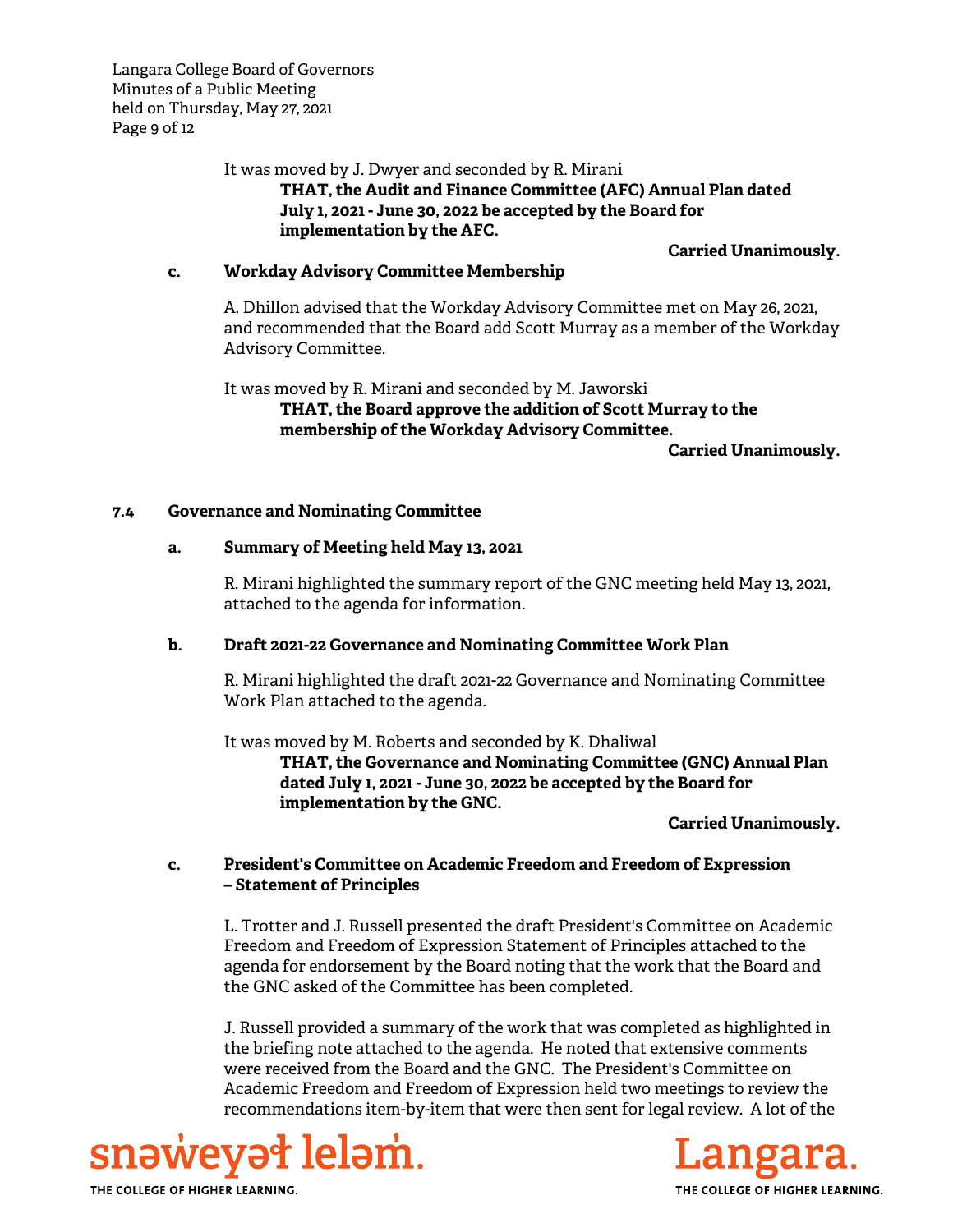It was moved by J. Dwyer and seconded by R. Mirani

**THAT, the Audit and Finance Committee (AFC) Annual Plan dated July 1, 2021 - June 30, 2022 be accepted by the Board for implementation by the AFC.**

**Carried Unanimously.**

**c. Workday Advisory Committee Membership**

A. Dhillon advised that the Workday Advisory Committee met on May 26, 2021, and recommended that the Board add Scott Murray as a member of the Workday Advisory Committee.

It was moved by R. Mirani and seconded by M. Jaworski

**THAT, the Board approve the addition of Scott Murray to the membership of the Workday Advisory Committee.**

**Carried Unanimously.**

### 7.4 Governance and Nominating Committee

**a. Summary of Meeting held May 13, 2021**

R. Mirani highlighted the summary report of the GNC meeting held May 13, 2021, attached to the agenda for information.

**b. Draft 2021-22 Governance and Nominating Committee Work Plan**

R. Mirani highlighted the draft 2021-22 Governance and Nominating Committee Work Plan attached to the agenda.

It was moved by M. Roberts and seconded by K. Dhaliwal

**THAT, the Governance and Nominating Committee (GNC) Annual Plan dated July 1, 2021 - June 30, 2022 be accepted by the Board for implementation by the GNC.**

**Carried Unanimously.**

**c. President's Committee on Academic Freedom and Freedom of Expression – Statement of Principles**

L. Trotter and J. Russell presented the draft President's Committee on Academic Freedom and Freedom of Expression Statement of Principles attached to the agenda for endorsement by the Board noting that the work that the Board and the GNC asked of the Committee has been completed.

J. Russell provided a summary of the work that was completed as highlighted in the briefing note attached to the agenda. He noted that extensive comments were received from the Board and the GNC. The President's Committee on Academic Freedom and Freedom of Expression held two meetings to review the recommendations item-by-item that were then sent for legal review. A lot of the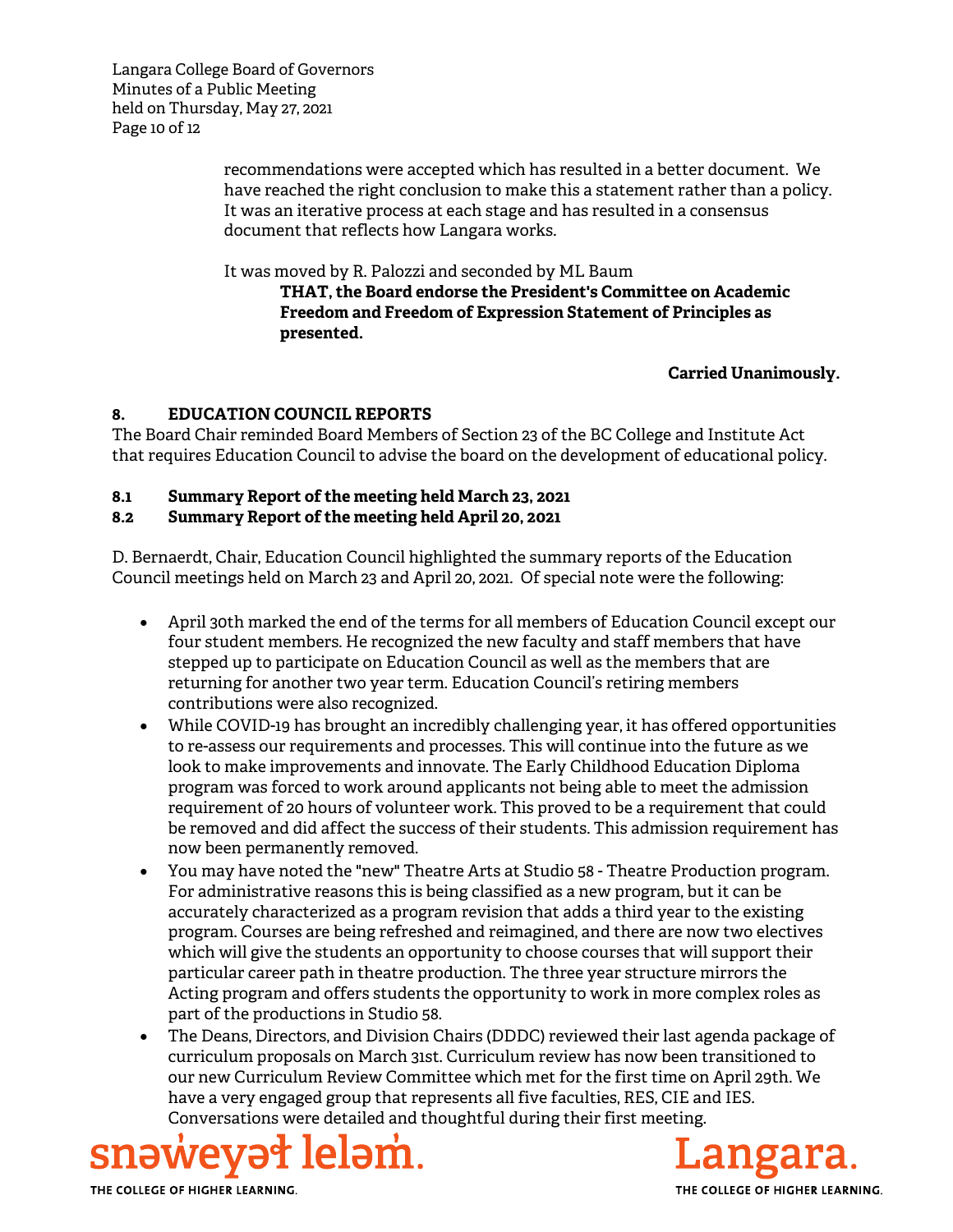recommendations were accepted which has resulted in a better document. We have reached the right conclusion to make this a statement rather than a policy. It was an iterative process at each stage and has resulted in a consensus document that reflects how Langara works.

It was moved by R. Palozzi and seconded by ML Baum

> **THAT, the Board endorse the President's Committee on Academic Freedom and Freedom of Expression Statement of Principles as presented.**

**Carried Unanimously.**

## 8. EDUCATION COUNCIL REPORTS

The Board Chair reminded Board Members of Section 23 of the BC College and Institute Act that requires Education Council to advise the board on the development of educational policy.

### 8.1 Summary Report of the meeting held March 23, 2021

### 8.2 Summary Report of the meeting held April 20, 2021

D. Bernaerdt, Chair, Education Council highlighted the summary reports of the Education Council meetings held on March 23 and April 20, 2021. Of special note were the following:

- April 30th marked the end of the terms for all members of Education Council except our four student members. He recognized the new faculty and staff members that have stepped up to participate on Education Council as well as the members that are returning for another two year term. Education Council's retiring members contributions were also recognized.
- While COVID-19 has brought an incredibly challenging year, it has offered opportunities to re-assess our requirements and processes. This will continue into the future as we look to make improvements and innovate. The Early Childhood Education Diploma program was forced to work around applicants not being able to meet the admission requirement of 20 hours of volunteer work. This proved to be a requirement that could be removed and did affect the success of their students. This admission requirement has now been permanently removed.
- You may have noted the "new" Theatre Arts at Studio 58 - Theatre Production program. For administrative reasons this is being classified as a new program, but it can be accurately characterized as a program revision that adds a third year to the existing program. Courses are being refreshed and reimagined, and there are now two electives which will give the students an opportunity to choose courses that will support their particular career path in theatre production. The three year structure mirrors the Acting program and offers students the opportunity to work in more complex roles as part of the productions in Studio 58.
- The Deans, Directors, and Division Chairs (DDDC) reviewed their last agenda package of curriculum proposals on March 31st. Curriculum review has now been transitioned to our new Curriculum Review Committee which met for the first time on April 29th. We have a very engaged group that represents all five faculties, RES, CIE and IES. Conversations were detailed and thoughtful during their first meeting.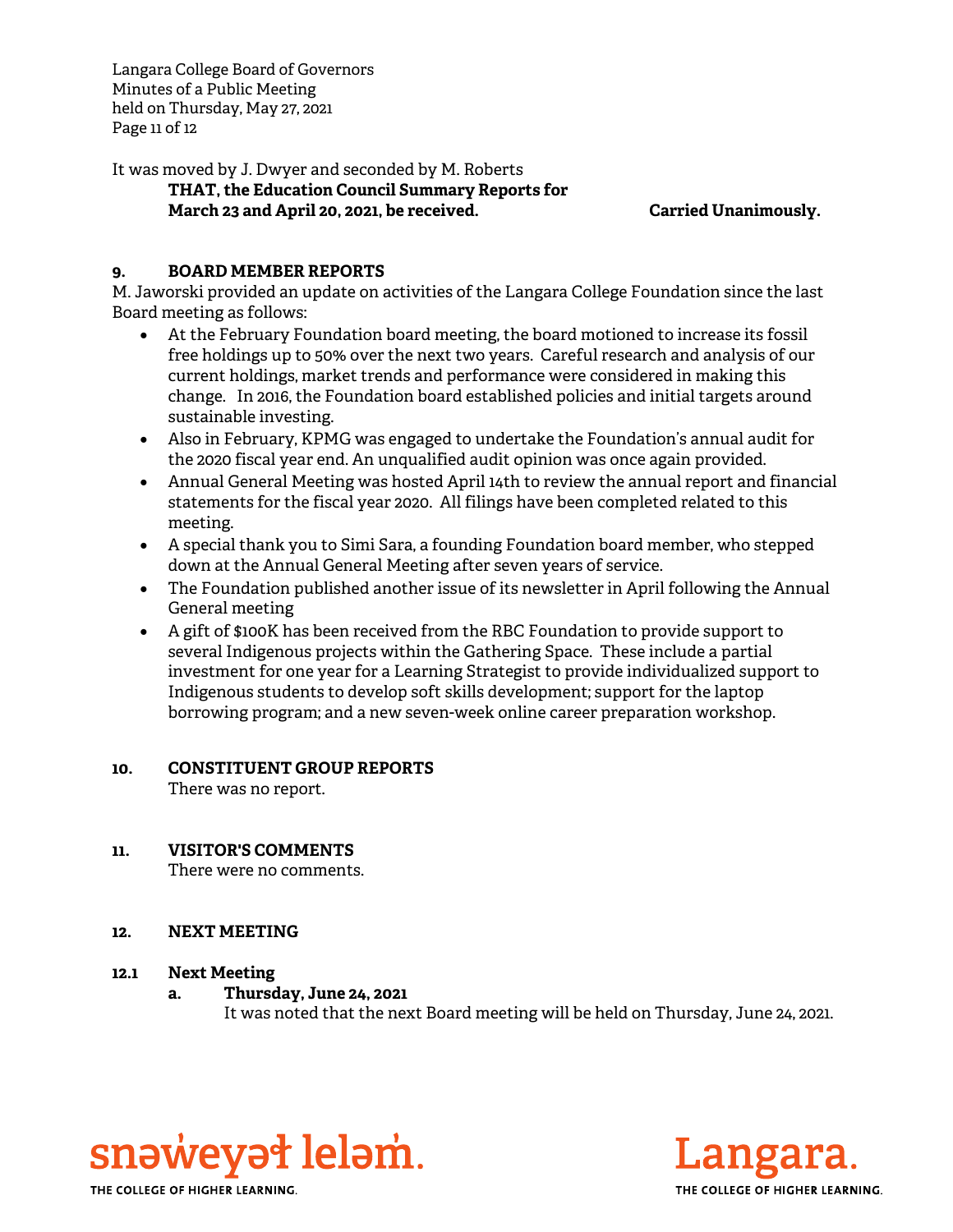It was moved by J. Dwyer and seconded by M. Roberts

**THAT, the Education Council Summary Reports for March 23 and April 20, 2021, be received.** **Carried Unanimously.**

## 9. BOARD MEMBER REPORTS

M. Jaworski provided an update on activities of the Langara College Foundation since the last Board meeting as follows:

- At the February Foundation board meeting, the board motioned to increase its fossil free holdings up to 50% over the next two years. Careful research and analysis of our current holdings, market trends and performance were considered in making this change. In 2016, the Foundation board established policies and initial targets around sustainable investing.
- Also in February, KPMG was engaged to undertake the Foundation's annual audit for the 2020 fiscal year end. An unqualified audit opinion was once again provided.
- Annual General Meeting was hosted April 14th to review the annual report and financial statements for the fiscal year 2020. All filings have been completed related to this meeting.
- A special thank you to Simi Sara, a founding Foundation board member, who stepped down at the Annual General Meeting after seven years of service.
- The Foundation published another issue of its newsletter in April following the Annual General meeting
- A gift of $100K has been received from the RBC Foundation to provide support to several Indigenous projects within the Gathering Space. These include a partial investment for one year for a Learning Strategist to provide individualized support to Indigenous students to develop soft skills development; support for the laptop borrowing program; and a new seven-week online career preparation workshop.

## 10. CONSTITUENT GROUP REPORTS

There was no report.

## 11. VISITOR'S COMMENTS

There were no comments.

## 12. NEXT MEETING

### 12.1 Next Meeting

**a. Thursday, June 24, 2021**

It was noted that the next Board meeting will be held on Thursday, June 24, 2021.

snəw̓eyəɬ leləm̓.
THE COLLEGE OF HIGHER LEARNING.

Langara.
THE COLLEGE OF HIGHER LEARNING.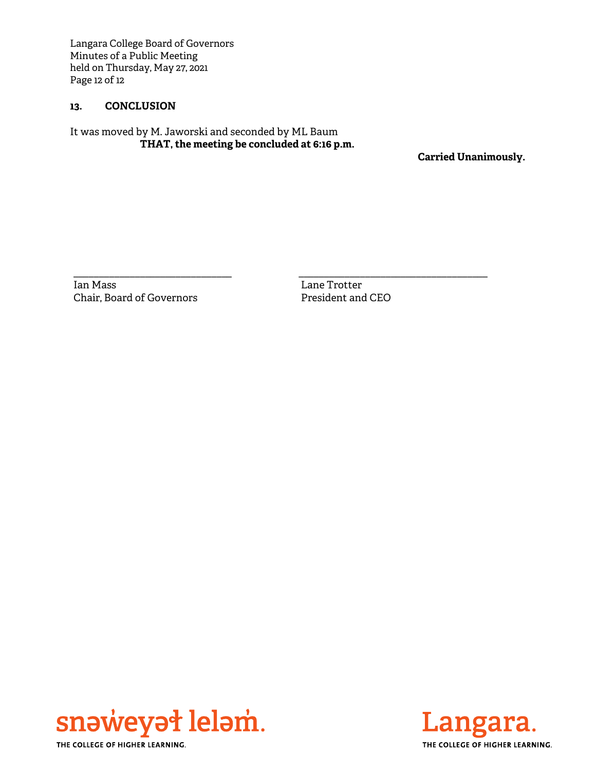## 13. CONCLUSION

It was moved by M. Jaworski and seconded by ML Baum

**THAT, the meeting be concluded at 6:16 p.m.**

**Carried Unanimously.**

_______________________________
Ian Mass
Chair, Board of Governors

_______________________________
Lane Trotter
President and CEO

snəw̓eyəɬ leləm̓.
THE COLLEGE OF HIGHER LEARNING.

Langara.
THE COLLEGE OF HIGHER LEARNING.